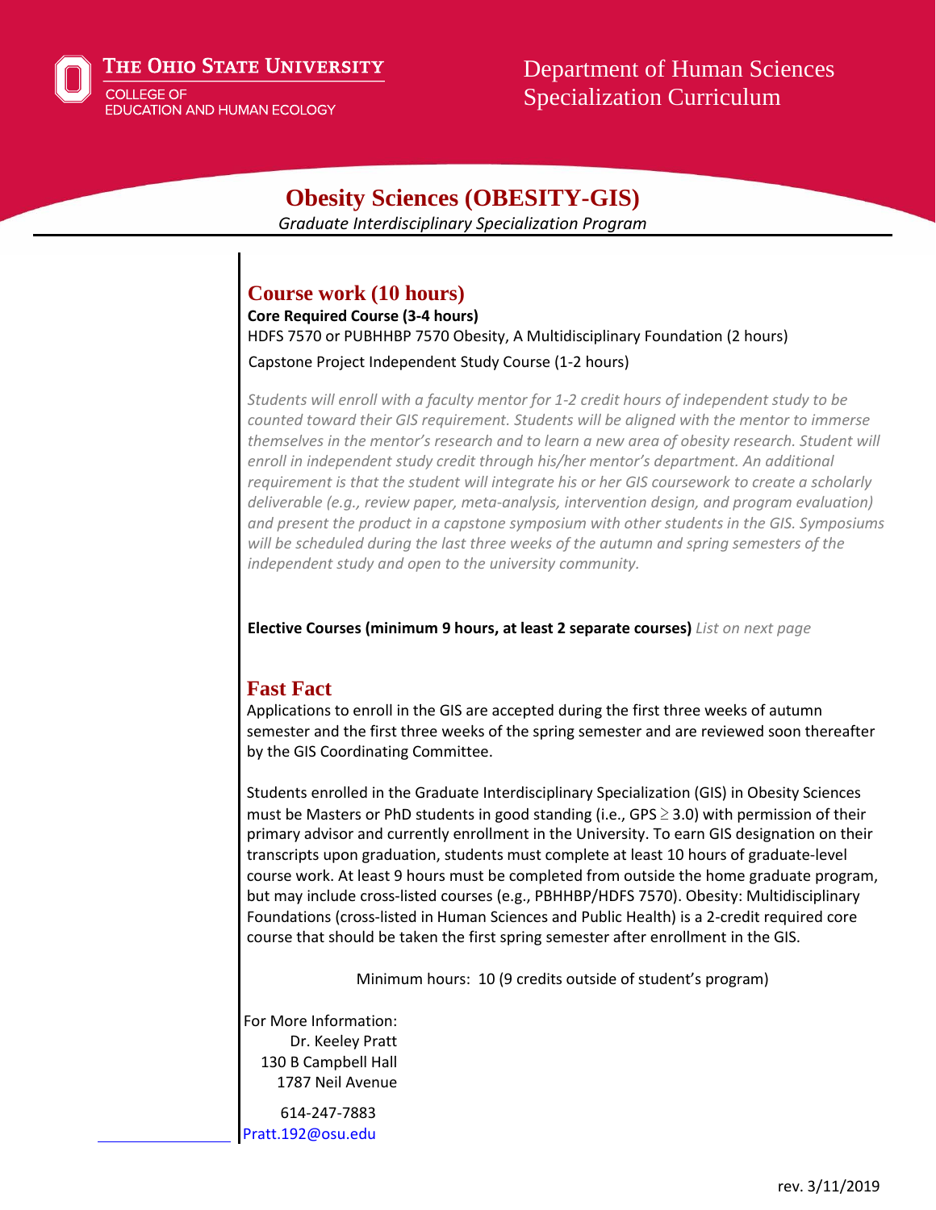The Ohio State University
College of Education and Human Ecology

Department of Human Sciences
Specialization Curriculum

# Obesity Sciences (OBESITY-GIS)

*Graduate Interdisciplinary Specialization Program*

## Course work (10 hours)

**Core Required Course (3-4 hours)**

HDFS 7570 or PUBHHBP 7570 Obesity, A Multidisciplinary Foundation (2 hours)

Capstone Project Independent Study Course (1-2 hours)

*Students will enroll with a faculty mentor for 1-2 credit hours of independent study to be counted toward their GIS requirement. Students will be aligned with the mentor to immerse themselves in the mentor's research and to learn a new area of obesity research. Student will enroll in independent study credit through his/her mentor's department. An additional requirement is that the student will integrate his or her GIS coursework to create a scholarly deliverable (e.g., review paper, meta-analysis, intervention design, and program evaluation) and present the product in a capstone symposium with other students in the GIS. Symposiums will be scheduled during the last three weeks of the autumn and spring semesters of the independent study and open to the university community.*

**Elective Courses (minimum 9 hours, at least 2 separate courses)** *List on next page*

## Fast Fact

Applications to enroll in the GIS are accepted during the first three weeks of autumn semester and the first three weeks of the spring semester and are reviewed soon thereafter by the GIS Coordinating Committee.

Students enrolled in the Graduate Interdisciplinary Specialization (GIS) in Obesity Sciences must be Masters or PhD students in good standing (i.e., GPS $\geq$ 3.0) with permission of their primary advisor and currently enrollment in the University. To earn GIS designation on their transcripts upon graduation, students must complete at least 10 hours of graduate-level course work. At least 9 hours must be completed from outside the home graduate program, but may include cross-listed courses (e.g., PBHHBP/HDFS 7570). Obesity: Multidisciplinary Foundations (cross-listed in Human Sciences and Public Health) is a 2-credit required core course that should be taken the first spring semester after enrollment in the GIS.

Minimum hours: 10 (9 credits outside of student's program)

For More Information:
Dr. Keeley Pratt
130 B Campbell Hall
1787 Neil Avenue

614-247-7883
Pratt.192@osu.edu

rev. 3/11/2019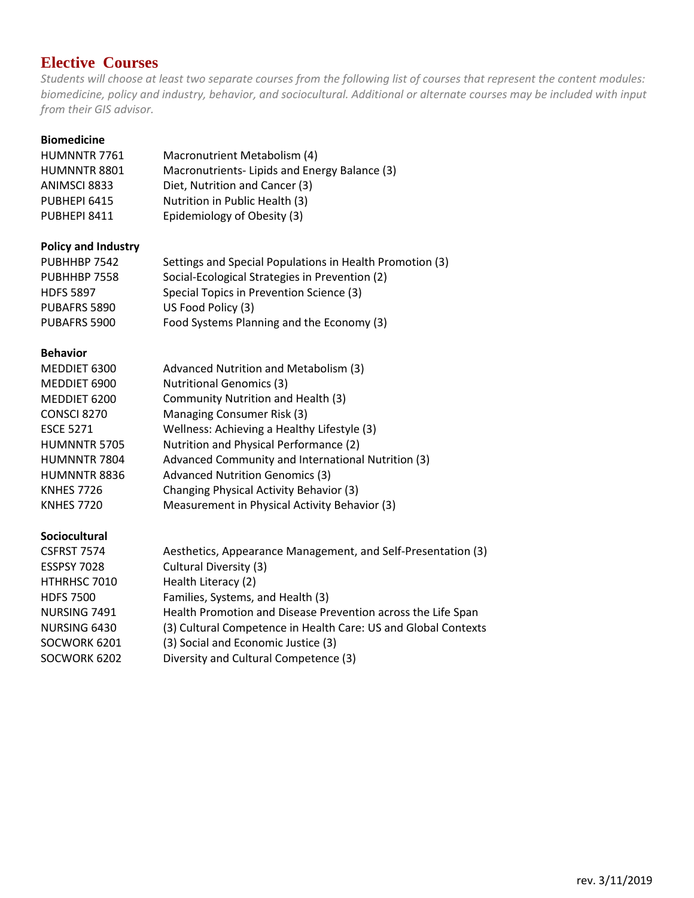## Elective Courses

*Students will choose at least two separate courses from the following list of courses that represent the content modules: biomedicine, policy and industry, behavior, and sociocultural. Additional or alternate courses may be included with input from their GIS advisor.*

**Biomedicine**

| | |
|---|---|
| HUMNNTR 7761 | Macronutrient Metabolism (4) |
| HUMNNTR 8801 | Macronutrients- Lipids and Energy Balance (3) |
| ANIMSCI 8833 | Diet, Nutrition and Cancer (3) |
| PUBHEPI 6415 | Nutrition in Public Health (3) |
| PUBHEPI 8411 | Epidemiology of Obesity (3) |

**Policy and Industry**

| | |
|---|---|
| PUBHHBP 7542 | Settings and Special Populations in Health Promotion (3) |
| PUBHHBP 7558 | Social-Ecological Strategies in Prevention (2) |
| HDFS 5897 | Special Topics in Prevention Science (3) |
| PUBAFRS 5890 | US Food Policy (3) |
| PUBAFRS 5900 | Food Systems Planning and the Economy (3) |

**Behavior**

| | |
|---|---|
| MEDDIET 6300 | Advanced Nutrition and Metabolism (3) |
| MEDDIET 6900 | Nutritional Genomics (3) |
| MEDDIET 6200 | Community Nutrition and Health (3) |
| CONSCI 8270 | Managing Consumer Risk (3) |
| ESCE 5271 | Wellness: Achieving a Healthy Lifestyle (3) |
| HUMNNTR 5705 | Nutrition and Physical Performance (2) |
| HUMNNTR 7804 | Advanced Community and International Nutrition (3) |
| HUMNNTR 8836 | Advanced Nutrition Genomics (3) |
| KNHES 7726 | Changing Physical Activity Behavior (3) |
| KNHES 7720 | Measurement in Physical Activity Behavior (3) |

**Sociocultural**

| | |
|---|---|
| CSFRST 7574 | Aesthetics, Appearance Management, and Self-Presentation (3) |
| ESSPSY 7028 | Cultural Diversity (3) |
| HTHRHSC 7010 | Health Literacy (2) |
| HDFS 7500 | Families, Systems, and Health (3) |
| NURSING 7491 | Health Promotion and Disease Prevention across the Life Span |
| NURSING 6430 | (3) Cultural Competence in Health Care: US and Global Contexts |
| SOCWORK 6201 | (3) Social and Economic Justice (3) |
| SOCWORK 6202 | Diversity and Cultural Competence (3) |

rev. 3/11/2019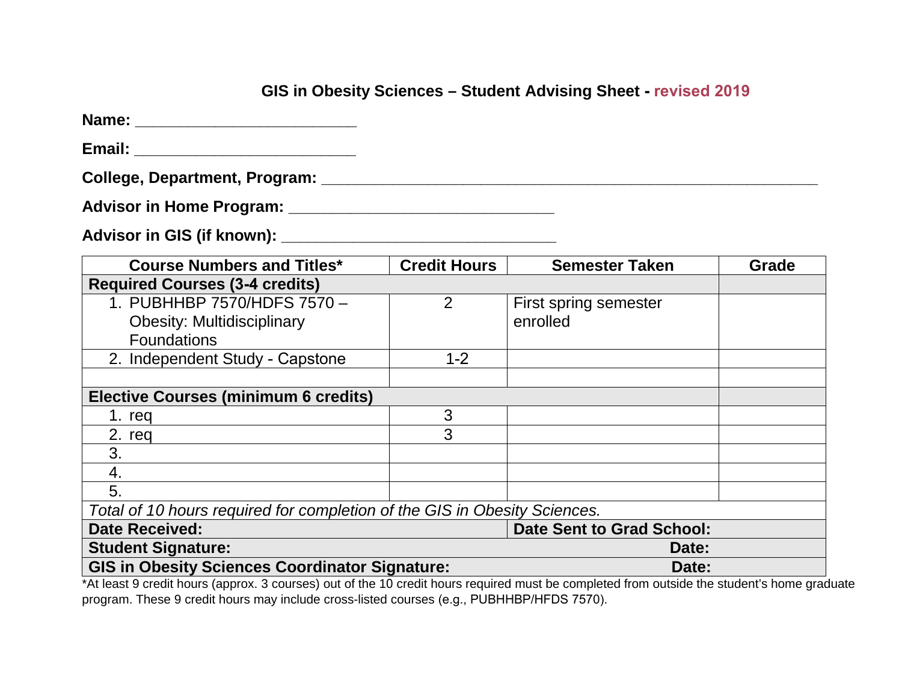## GIS in Obesity Sciences – Student Advising Sheet - revised 2019

**Name:** ________________________

**Email:** ________________________

**College, Department, Program:** ______________________________________________________

**Advisor in Home Program:** _____________________________

**Advisor in GIS (if known):** ______________________________

| Course Numbers and Titles* | Credit Hours | Semester Taken | Grade |
|---|---|---|---|
| **Required Courses (3-4 credits)** | | | |
| 1. PUBHHBP 7570/HDFS 7570 – Obesity: Multidisciplinary Foundations | 2 | First spring semester enrolled | |
| 2. Independent Study - Capstone | 1-2 | | |
| | | | |
| **Elective Courses (minimum 6 credits)** | | | |
| 1. req | 3 | | |
| 2. req | 3 | | |
| 3. | | | |
| 4. | | | |
| 5. | | | |
| *Total of 10 hours required for completion of the GIS in Obesity Sciences.* | | | |
| **Date Received:** | | **Date Sent to Grad School:** | |
| **Student Signature:** | | **Date:** | |
| **GIS in Obesity Sciences Coordinator Signature:** | | **Date:** | |

*At least 9 credit hours (approx. 3 courses) out of the 10 credit hours required must be completed from outside the student's home graduate program. These 9 credit hours may include cross-listed courses (e.g., PUBHHBP/HFDS 7570).